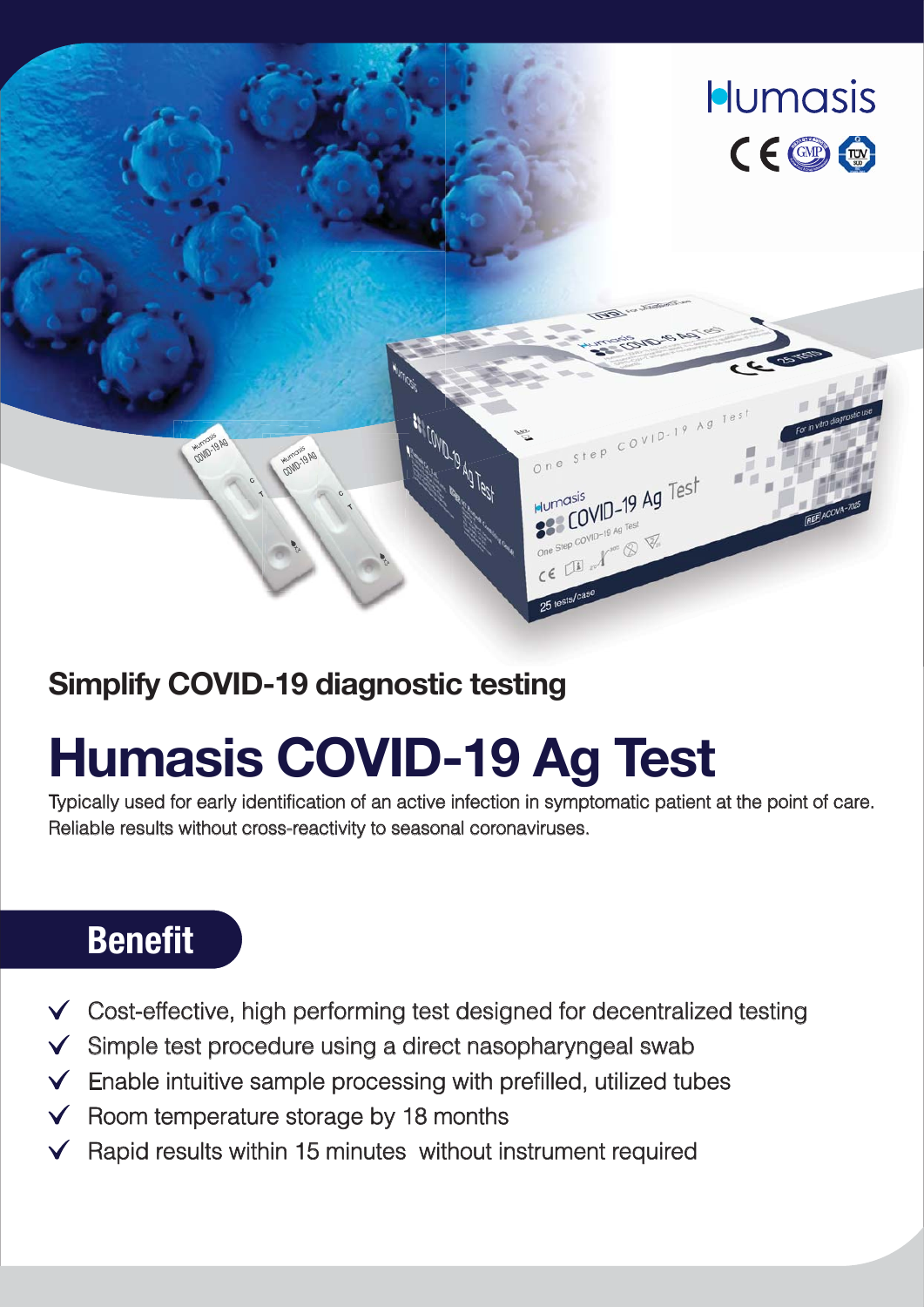Humasis

## Simplify COVID-19 diagnostic testing

# Humasis COVID-19 Ag Test

Typically used for early identification of an active infection in symptomatic patient at the point of care.
Reliable results without cross-reactivity to seasonal coronaviruses.

## Benefit

- ✓ Cost-effective, high performing test designed for decentralized testing
- ✓ Simple test procedure using a direct nasopharyngeal swab
- ✓ Enable intuitive sample processing with prefilled, utilized tubes
- ✓ Room temperature storage by 18 months
- ✓ Rapid results within 15 minutes without instrument required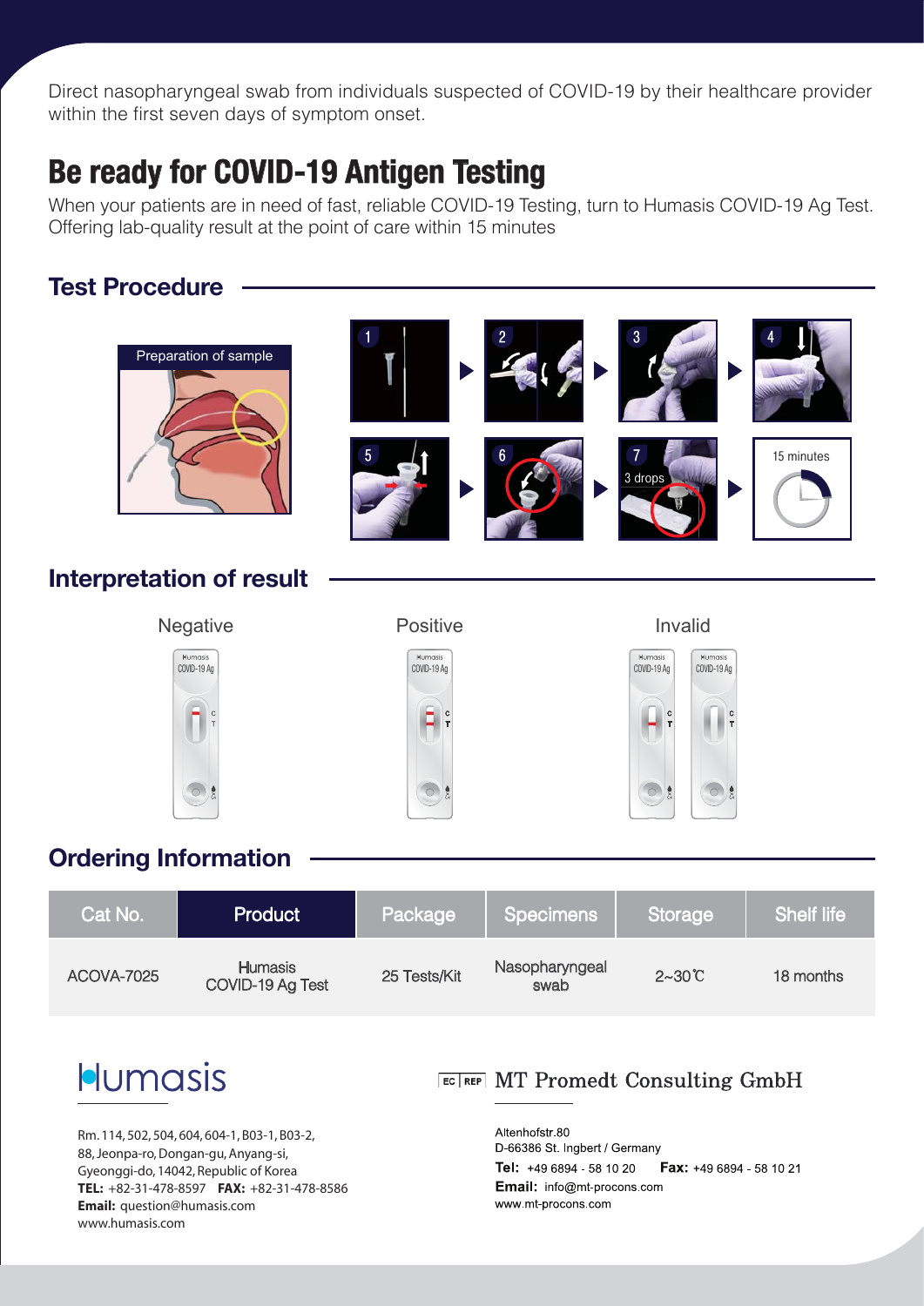Direct nasopharyngeal swab from individuals suspected of COVID-19 by their healthcare provider within the first seven days of symptom onset.

# Be ready for COVID-19 Antigen Testing

When your patients are in need of fast, reliable COVID-19 Testing, turn to Humasis COVID-19 Ag Test. Offering lab-quality result at the point of care within 15 minutes

## Test Procedure

Preparation of sample

1

2

3

4

5

6

7

3 drops

15 minutes

## Interpretation of result

Negative

Positive

Invalid

## Ordering Information

| Cat No. | Product | Package | Specimens | Storage | Shelf life |
| --- | --- | --- | --- | --- | --- |
| ACOVA-7025 | Humasis COVID-19 Ag Test | 25 Tests/Kit | Nasopharyngeal swab | 2~30℃ | 18 months |

**Humasis**

Rm. 114, 502, 504, 604, 604-1, B03-1, B03-2,
88, Jeonpa-ro, Dongan-gu, Anyang-si,
Gyeonggi-do, 14042, Republic of Korea
**TEL:** +82-31-478-8597 **FAX:** +82-31-478-8586
**Email:** question@humasis.com
www.humasis.com

EC REP **MT Promedt Consulting GmbH**

Altenhofstr.80
D-66386 St. Ingbert / Germany
**Tel:** +49 6894 - 58 10 20 **Fax:** +49 6894 - 58 10 21
**Email:** info@mt-procons.com
www.mt-procons.com